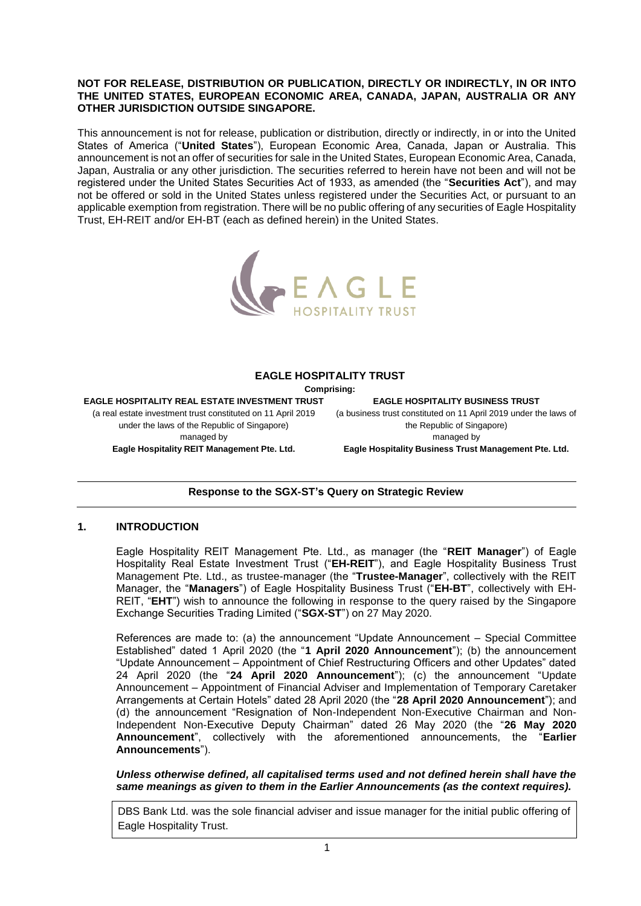**NOT FOR RELEASE, DISTRIBUTION OR PUBLICATION, DIRECTLY OR INDIRECTLY, IN OR INTO THE UNITED STATES, EUROPEAN ECONOMIC AREA, CANADA, JAPAN, AUSTRALIA OR ANY OTHER JURISDICTION OUTSIDE SINGAPORE.**

This announcement is not for release, publication or distribution, directly or indirectly, in or into the United States of America ("**United States**"), European Economic Area, Canada, Japan or Australia. This announcement is not an offer of securities for sale in the United States, European Economic Area, Canada, Japan, Australia or any other jurisdiction. The securities referred to herein have not been and will not be registered under the United States Securities Act of 1933, as amended (the "**Securities Act**"), and may not be offered or sold in the United States unless registered under the Securities Act, or pursuant to an applicable exemption from registration. There will be no public offering of any securities of Eagle Hospitality Trust, EH-REIT and/or EH-BT (each as defined herein) in the United States.

EAGLE HOSPITALITY TRUST

**EAGLE HOSPITALITY TRUST**

**Comprising:**

**EAGLE HOSPITALITY REAL ESTATE INVESTMENT TRUST**
(a real estate investment trust constituted on 11 April 2019 under the laws of the Republic of Singapore)
managed by
**Eagle Hospitality REIT Management Pte. Ltd.**

**EAGLE HOSPITALITY BUSINESS TRUST**
(a business trust constituted on 11 April 2019 under the laws of the Republic of Singapore)
managed by
**Eagle Hospitality Business Trust Management Pte. Ltd.**

## Response to the SGX-ST's Query on Strategic Review

## 1. INTRODUCTION

Eagle Hospitality REIT Management Pte. Ltd., as manager (the "**REIT Manager**") of Eagle Hospitality Real Estate Investment Trust ("**EH-REIT**"), and Eagle Hospitality Business Trust Management Pte. Ltd., as trustee-manager (the "**Trustee-Manager**", collectively with the REIT Manager, the "**Managers**") of Eagle Hospitality Business Trust ("**EH-BT**", collectively with EH-REIT, "**EHT**") wish to announce the following in response to the query raised by the Singapore Exchange Securities Trading Limited ("**SGX-ST**") on 27 May 2020.

References are made to: (a) the announcement "Update Announcement – Special Committee Established" dated 1 April 2020 (the "**1 April 2020 Announcement**"); (b) the announcement "Update Announcement – Appointment of Chief Restructuring Officers and other Updates" dated 24 April 2020 (the "**24 April 2020 Announcement**"); (c) the announcement "Update Announcement – Appointment of Financial Adviser and Implementation of Temporary Caretaker Arrangements at Certain Hotels" dated 28 April 2020 (the "**28 April 2020 Announcement**"); and (d) the announcement "Resignation of Non-Independent Non-Executive Chairman and Non-Independent Non-Executive Deputy Chairman" dated 26 May 2020 (the "**26 May 2020 Announcement**", collectively with the aforementioned announcements, the "**Earlier Announcements**").

***Unless otherwise defined, all capitalised terms used and not defined herein shall have the same meanings as given to them in the Earlier Announcements (as the context requires).***

DBS Bank Ltd. was the sole financial adviser and issue manager for the initial public offering of Eagle Hospitality Trust.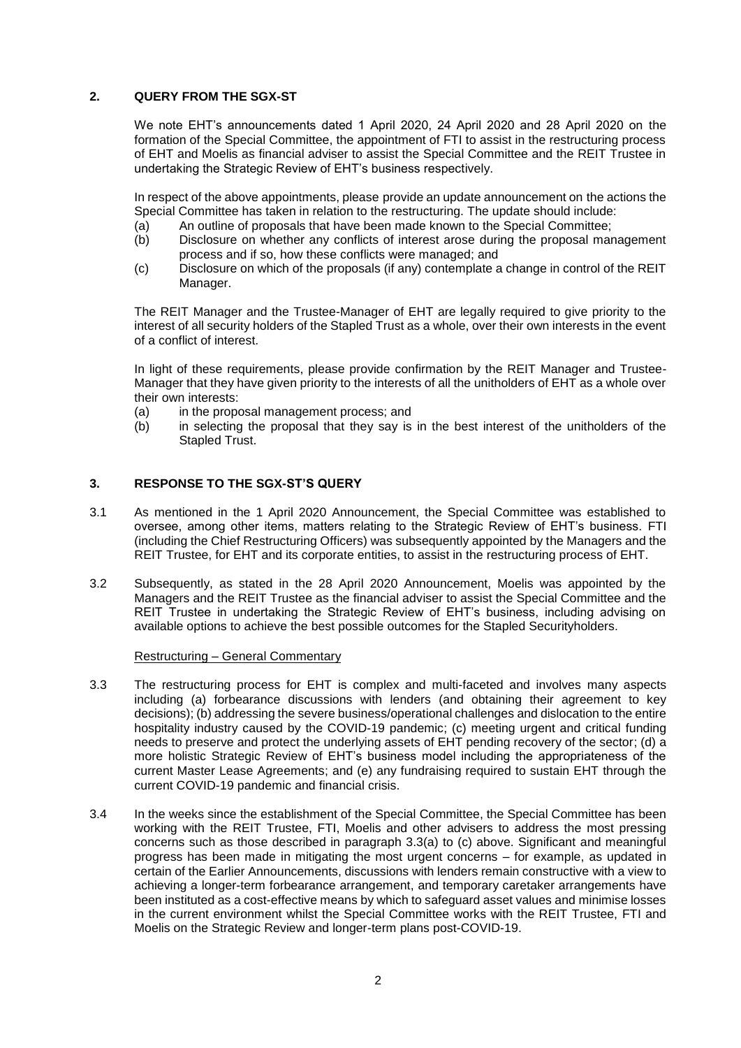## 2. QUERY FROM THE SGX-ST

We note EHT's announcements dated 1 April 2020, 24 April 2020 and 28 April 2020 on the formation of the Special Committee, the appointment of FTI to assist in the restructuring process of EHT and Moelis as financial adviser to assist the Special Committee and the REIT Trustee in undertaking the Strategic Review of EHT's business respectively.

In respect of the above appointments, please provide an update announcement on the actions the Special Committee has taken in relation to the restructuring. The update should include:

(a) An outline of proposals that have been made known to the Special Committee;
(b) Disclosure on whether any conflicts of interest arose during the proposal management process and if so, how these conflicts were managed; and
(c) Disclosure on which of the proposals (if any) contemplate a change in control of the REIT Manager.

The REIT Manager and the Trustee-Manager of EHT are legally required to give priority to the interest of all security holders of the Stapled Trust as a whole, over their own interests in the event of a conflict of interest.

In light of these requirements, please provide confirmation by the REIT Manager and Trustee-Manager that they have given priority to the interests of all the unitholders of EHT as a whole over their own interests:

(a) in the proposal management process; and
(b) in selecting the proposal that they say is in the best interest of the unitholders of the Stapled Trust.

## 3. RESPONSE TO THE SGX-ST'S QUERY

3.1 As mentioned in the 1 April 2020 Announcement, the Special Committee was established to oversee, among other items, matters relating to the Strategic Review of EHT's business. FTI (including the Chief Restructuring Officers) was subsequently appointed by the Managers and the REIT Trustee, for EHT and its corporate entities, to assist in the restructuring process of EHT.

3.2 Subsequently, as stated in the 28 April 2020 Announcement, Moelis was appointed by the Managers and the REIT Trustee as the financial adviser to assist the Special Committee and the REIT Trustee in undertaking the Strategic Review of EHT's business, including advising on available options to achieve the best possible outcomes for the Stapled Securityholders.

Restructuring – General Commentary

3.3 The restructuring process for EHT is complex and multi-faceted and involves many aspects including (a) forbearance discussions with lenders (and obtaining their agreement to key decisions); (b) addressing the severe business/operational challenges and dislocation to the entire hospitality industry caused by the COVID-19 pandemic; (c) meeting urgent and critical funding needs to preserve and protect the underlying assets of EHT pending recovery of the sector; (d) a more holistic Strategic Review of EHT's business model including the appropriateness of the current Master Lease Agreements; and (e) any fundraising required to sustain EHT through the current COVID-19 pandemic and financial crisis.

3.4 In the weeks since the establishment of the Special Committee, the Special Committee has been working with the REIT Trustee, FTI, Moelis and other advisers to address the most pressing concerns such as those described in paragraph 3.3(a) to (c) above. Significant and meaningful progress has been made in mitigating the most urgent concerns – for example, as updated in certain of the Earlier Announcements, discussions with lenders remain constructive with a view to achieving a longer-term forbearance arrangement, and temporary caretaker arrangements have been instituted as a cost-effective means by which to safeguard asset values and minimise losses in the current environment whilst the Special Committee works with the REIT Trustee, FTI and Moelis on the Strategic Review and longer-term plans post-COVID-19.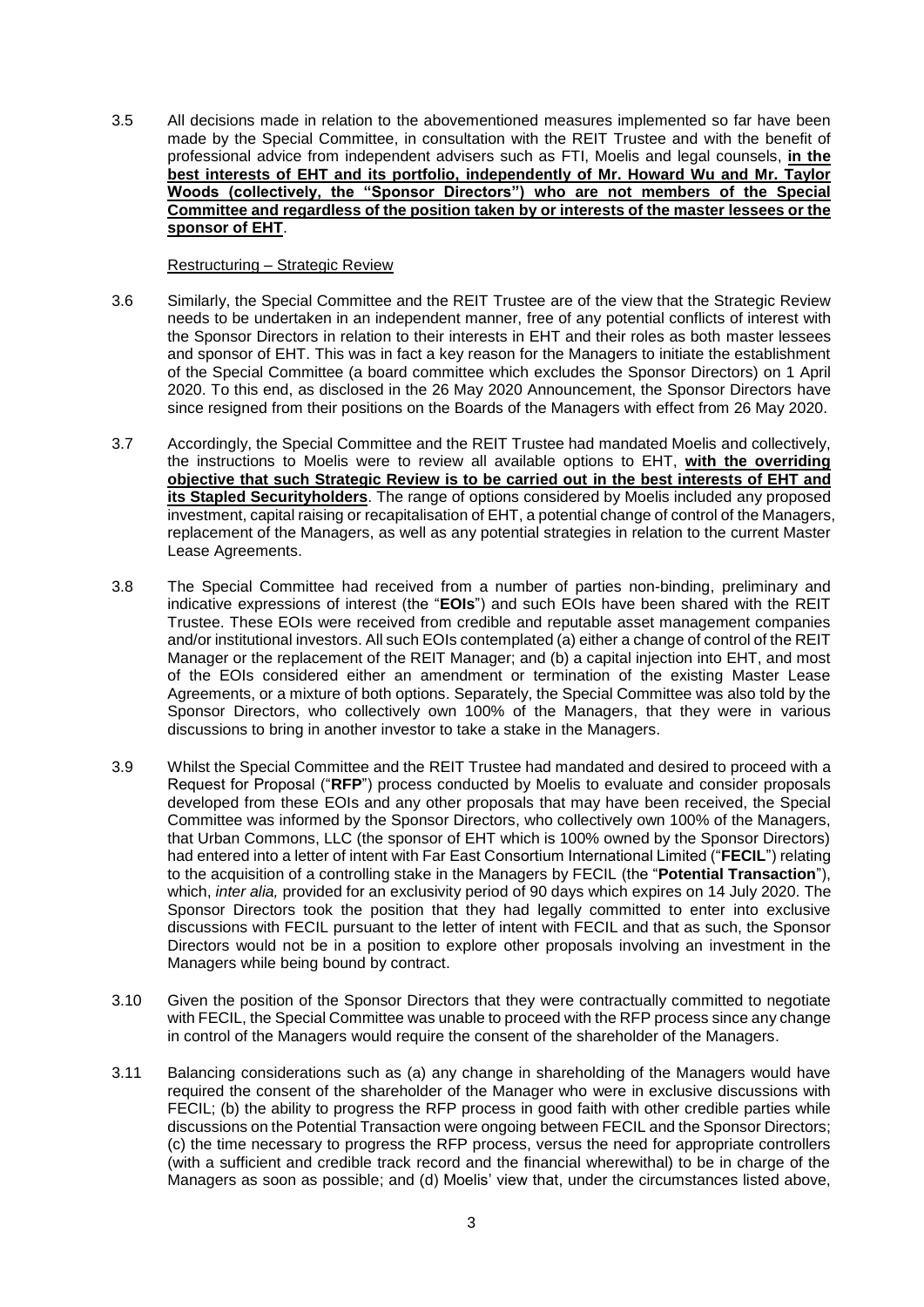3.5 All decisions made in relation to the abovementioned measures implemented so far have been made by the Special Committee, in consultation with the REIT Trustee and with the benefit of professional advice from independent advisers such as FTI, Moelis and legal counsels, **in the best interests of EHT and its portfolio, independently of Mr. Howard Wu and Mr. Taylor Woods (collectively, the "Sponsor Directors") who are not members of the Special Committee and regardless of the position taken by or interests of the master lessees or the sponsor of EHT**.

Restructuring – Strategic Review

3.6 Similarly, the Special Committee and the REIT Trustee are of the view that the Strategic Review needs to be undertaken in an independent manner, free of any potential conflicts of interest with the Sponsor Directors in relation to their interests in EHT and their roles as both master lessees and sponsor of EHT. This was in fact a key reason for the Managers to initiate the establishment of the Special Committee (a board committee which excludes the Sponsor Directors) on 1 April 2020. To this end, as disclosed in the 26 May 2020 Announcement, the Sponsor Directors have since resigned from their positions on the Boards of the Managers with effect from 26 May 2020.

3.7 Accordingly, the Special Committee and the REIT Trustee had mandated Moelis and collectively, the instructions to Moelis were to review all available options to EHT, **with the overriding objective that such Strategic Review is to be carried out in the best interests of EHT and its Stapled Securityholders**. The range of options considered by Moelis included any proposed investment, capital raising or recapitalisation of EHT, a potential change of control of the Managers, replacement of the Managers, as well as any potential strategies in relation to the current Master Lease Agreements.

3.8 The Special Committee had received from a number of parties non-binding, preliminary and indicative expressions of interest (the "**EOIs**") and such EOIs have been shared with the REIT Trustee. These EOIs were received from credible and reputable asset management companies and/or institutional investors. All such EOIs contemplated (a) either a change of control of the REIT Manager or the replacement of the REIT Manager; and (b) a capital injection into EHT, and most of the EOIs considered either an amendment or termination of the existing Master Lease Agreements, or a mixture of both options. Separately, the Special Committee was also told by the Sponsor Directors, who collectively own 100% of the Managers, that they were in various discussions to bring in another investor to take a stake in the Managers.

3.9 Whilst the Special Committee and the REIT Trustee had mandated and desired to proceed with a Request for Proposal ("**RFP**") process conducted by Moelis to evaluate and consider proposals developed from these EOIs and any other proposals that may have been received, the Special Committee was informed by the Sponsor Directors, who collectively own 100% of the Managers, that Urban Commons, LLC (the sponsor of EHT which is 100% owned by the Sponsor Directors) had entered into a letter of intent with Far East Consortium International Limited ("**FECIL**") relating to the acquisition of a controlling stake in the Managers by FECIL (the "**Potential Transaction**"), which, *inter alia,* provided for an exclusivity period of 90 days which expires on 14 July 2020. The Sponsor Directors took the position that they had legally committed to enter into exclusive discussions with FECIL pursuant to the letter of intent with FECIL and that as such, the Sponsor Directors would not be in a position to explore other proposals involving an investment in the Managers while being bound by contract.

3.10 Given the position of the Sponsor Directors that they were contractually committed to negotiate with FECIL, the Special Committee was unable to proceed with the RFP process since any change in control of the Managers would require the consent of the shareholder of the Managers.

3.11 Balancing considerations such as (a) any change in shareholding of the Managers would have required the consent of the shareholder of the Manager who were in exclusive discussions with FECIL; (b) the ability to progress the RFP process in good faith with other credible parties while discussions on the Potential Transaction were ongoing between FECIL and the Sponsor Directors; (c) the time necessary to progress the RFP process, versus the need for appropriate controllers (with a sufficient and credible track record and the financial wherewithal) to be in charge of the Managers as soon as possible; and (d) Moelis' view that, under the circumstances listed above,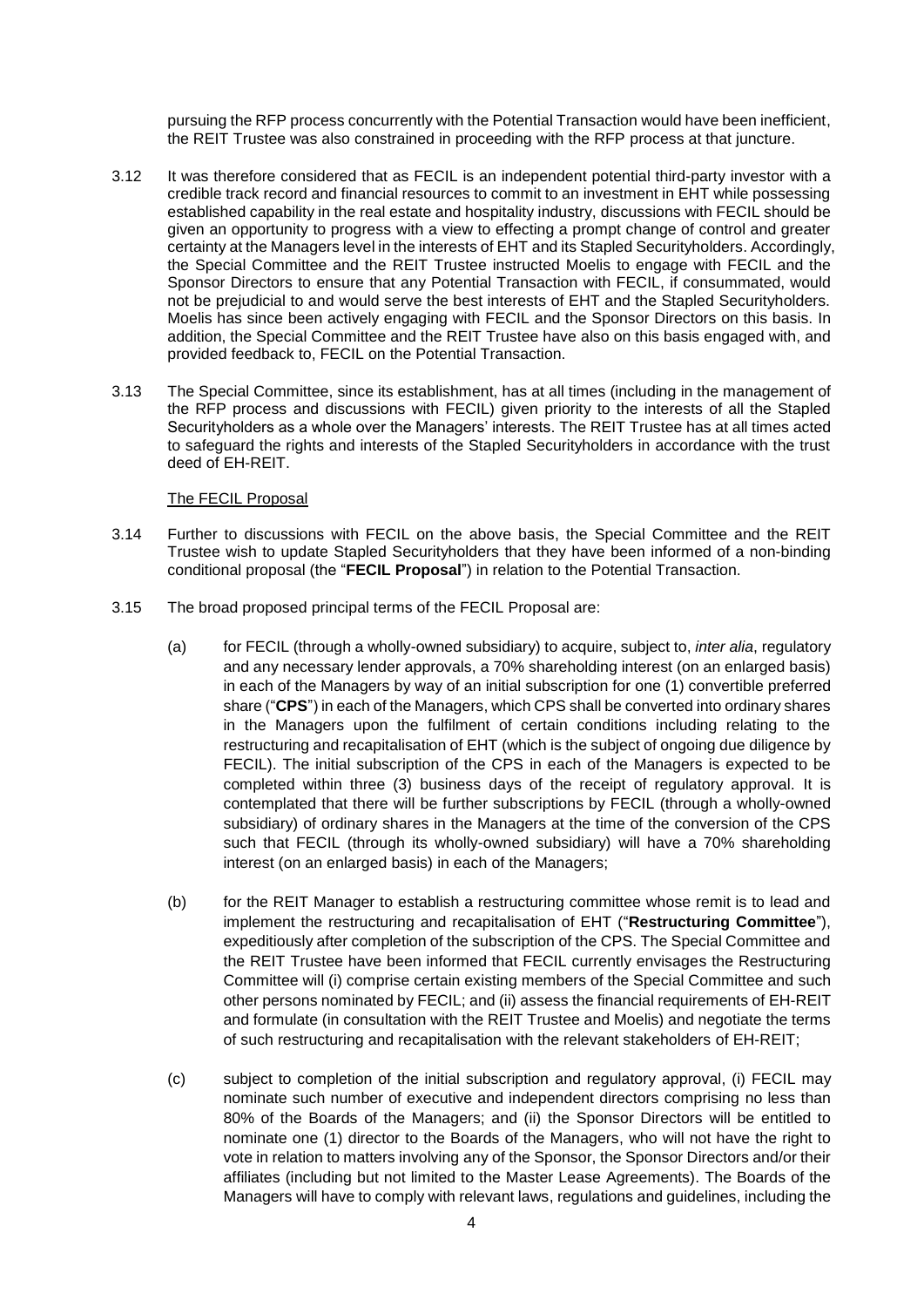pursuing the RFP process concurrently with the Potential Transaction would have been inefficient, the REIT Trustee was also constrained in proceeding with the RFP process at that juncture.

3.12 It was therefore considered that as FECIL is an independent potential third-party investor with a credible track record and financial resources to commit to an investment in EHT while possessing established capability in the real estate and hospitality industry, discussions with FECIL should be given an opportunity to progress with a view to effecting a prompt change of control and greater certainty at the Managers level in the interests of EHT and its Stapled Securityholders. Accordingly, the Special Committee and the REIT Trustee instructed Moelis to engage with FECIL and the Sponsor Directors to ensure that any Potential Transaction with FECIL, if consummated, would not be prejudicial to and would serve the best interests of EHT and the Stapled Securityholders. Moelis has since been actively engaging with FECIL and the Sponsor Directors on this basis. In addition, the Special Committee and the REIT Trustee have also on this basis engaged with, and provided feedback to, FECIL on the Potential Transaction.

3.13 The Special Committee, since its establishment, has at all times (including in the management of the RFP process and discussions with FECIL) given priority to the interests of all the Stapled Securityholders as a whole over the Managers' interests. The REIT Trustee has at all times acted to safeguard the rights and interests of the Stapled Securityholders in accordance with the trust deed of EH-REIT.

The FECIL Proposal

3.14 Further to discussions with FECIL on the above basis, the Special Committee and the REIT Trustee wish to update Stapled Securityholders that they have been informed of a non-binding conditional proposal (the "**FECIL Proposal**") in relation to the Potential Transaction.

3.15 The broad proposed principal terms of the FECIL Proposal are:

(a) for FECIL (through a wholly-owned subsidiary) to acquire, subject to, *inter alia*, regulatory and any necessary lender approvals, a 70% shareholding interest (on an enlarged basis) in each of the Managers by way of an initial subscription for one (1) convertible preferred share ("**CPS**") in each of the Managers, which CPS shall be converted into ordinary shares in the Managers upon the fulfilment of certain conditions including relating to the restructuring and recapitalisation of EHT (which is the subject of ongoing due diligence by FECIL). The initial subscription of the CPS in each of the Managers is expected to be completed within three (3) business days of the receipt of regulatory approval. It is contemplated that there will be further subscriptions by FECIL (through a wholly-owned subsidiary) of ordinary shares in the Managers at the time of the conversion of the CPS such that FECIL (through its wholly-owned subsidiary) will have a 70% shareholding interest (on an enlarged basis) in each of the Managers;

(b) for the REIT Manager to establish a restructuring committee whose remit is to lead and implement the restructuring and recapitalisation of EHT ("**Restructuring Committee**"), expeditiously after completion of the subscription of the CPS. The Special Committee and the REIT Trustee have been informed that FECIL currently envisages the Restructuring Committee will (i) comprise certain existing members of the Special Committee and such other persons nominated by FECIL; and (ii) assess the financial requirements of EH-REIT and formulate (in consultation with the REIT Trustee and Moelis) and negotiate the terms of such restructuring and recapitalisation with the relevant stakeholders of EH-REIT;

(c) subject to completion of the initial subscription and regulatory approval, (i) FECIL may nominate such number of executive and independent directors comprising no less than 80% of the Boards of the Managers; and (ii) the Sponsor Directors will be entitled to nominate one (1) director to the Boards of the Managers, who will not have the right to vote in relation to matters involving any of the Sponsor, the Sponsor Directors and/or their affiliates (including but not limited to the Master Lease Agreements). The Boards of the Managers will have to comply with relevant laws, regulations and guidelines, including the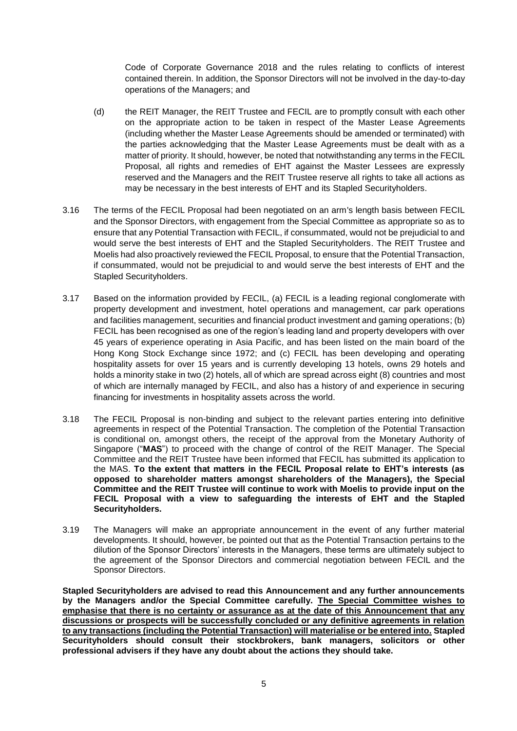Code of Corporate Governance 2018 and the rules relating to conflicts of interest contained therein. In addition, the Sponsor Directors will not be involved in the day-to-day operations of the Managers; and

(d) the REIT Manager, the REIT Trustee and FECIL are to promptly consult with each other on the appropriate action to be taken in respect of the Master Lease Agreements (including whether the Master Lease Agreements should be amended or terminated) with the parties acknowledging that the Master Lease Agreements must be dealt with as a matter of priority. It should, however, be noted that notwithstanding any terms in the FECIL Proposal, all rights and remedies of EHT against the Master Lessees are expressly reserved and the Managers and the REIT Trustee reserve all rights to take all actions as may be necessary in the best interests of EHT and its Stapled Securityholders.

3.16 The terms of the FECIL Proposal had been negotiated on an arm's length basis between FECIL and the Sponsor Directors, with engagement from the Special Committee as appropriate so as to ensure that any Potential Transaction with FECIL, if consummated, would not be prejudicial to and would serve the best interests of EHT and the Stapled Securityholders. The REIT Trustee and Moelis had also proactively reviewed the FECIL Proposal, to ensure that the Potential Transaction, if consummated, would not be prejudicial to and would serve the best interests of EHT and the Stapled Securityholders.

3.17 Based on the information provided by FECIL, (a) FECIL is a leading regional conglomerate with property development and investment, hotel operations and management, car park operations and facilities management, securities and financial product investment and gaming operations; (b) FECIL has been recognised as one of the region's leading land and property developers with over 45 years of experience operating in Asia Pacific, and has been listed on the main board of the Hong Kong Stock Exchange since 1972; and (c) FECIL has been developing and operating hospitality assets for over 15 years and is currently developing 13 hotels, owns 29 hotels and holds a minority stake in two (2) hotels, all of which are spread across eight (8) countries and most of which are internally managed by FECIL, and also has a history of and experience in securing financing for investments in hospitality assets across the world.

3.18 The FECIL Proposal is non-binding and subject to the relevant parties entering into definitive agreements in respect of the Potential Transaction. The completion of the Potential Transaction is conditional on, amongst others, the receipt of the approval from the Monetary Authority of Singapore ("**MAS**") to proceed with the change of control of the REIT Manager. The Special Committee and the REIT Trustee have been informed that FECIL has submitted its application to the MAS. **To the extent that matters in the FECIL Proposal relate to EHT's interests (as opposed to shareholder matters amongst shareholders of the Managers), the Special Committee and the REIT Trustee will continue to work with Moelis to provide input on the FECIL Proposal with a view to safeguarding the interests of EHT and the Stapled Securityholders.**

3.19 The Managers will make an appropriate announcement in the event of any further material developments. It should, however, be pointed out that as the Potential Transaction pertains to the dilution of the Sponsor Directors' interests in the Managers, these terms are ultimately subject to the agreement of the Sponsor Directors and commercial negotiation between FECIL and the Sponsor Directors.

**Stapled Securityholders are advised to read this Announcement and any further announcements by the Managers and/or the Special Committee carefully. The Special Committee wishes to emphasise that there is no certainty or assurance as at the date of this Announcement that any discussions or prospects will be successfully concluded or any definitive agreements in relation to any transactions (including the Potential Transaction) will materialise or be entered into. Stapled Securityholders should consult their stockbrokers, bank managers, solicitors or other professional advisers if they have any doubt about the actions they should take.**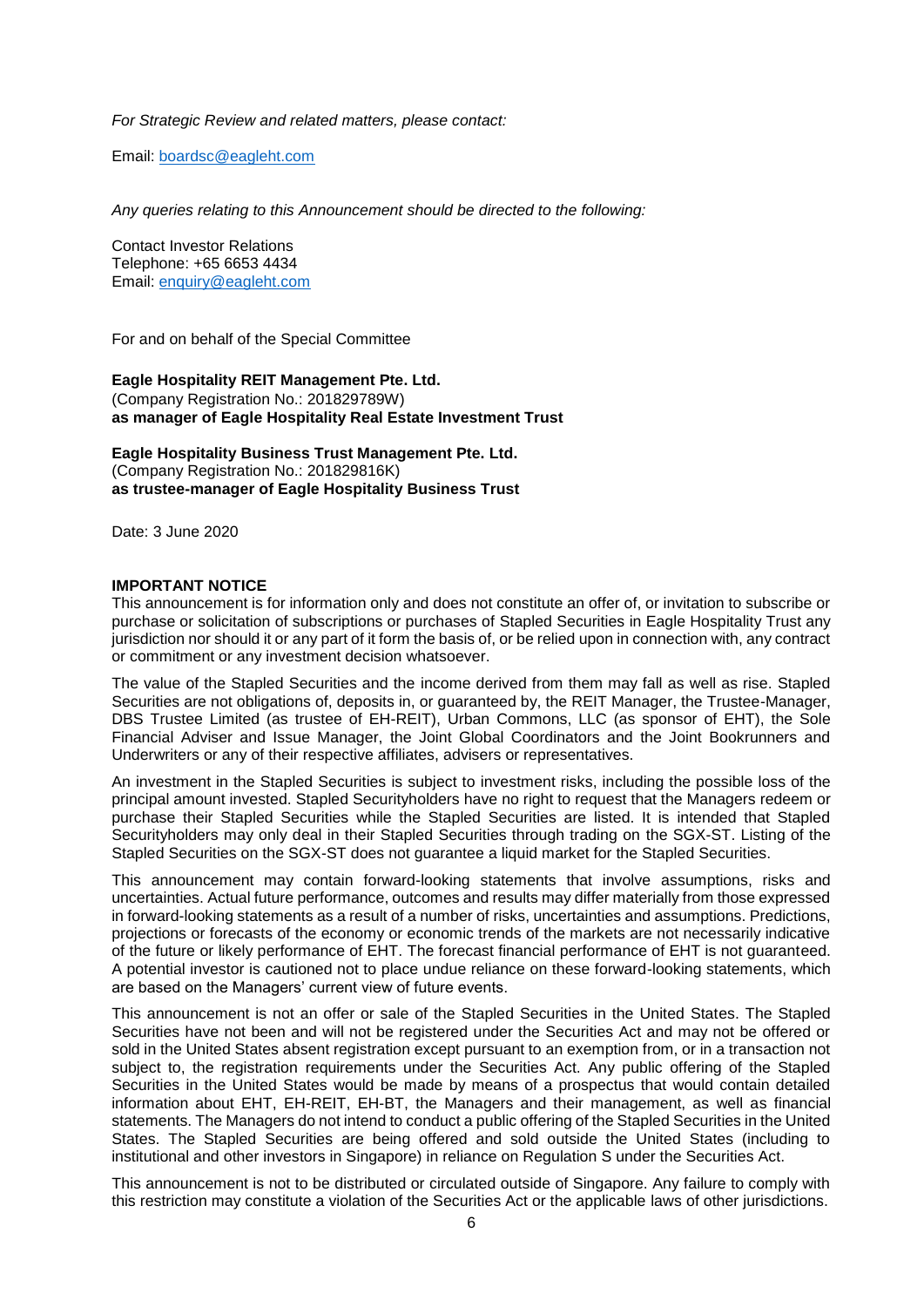*For Strategic Review and related matters, please contact:*

Email: [boardsc@eagleht.com](mailto:boardsc@eagleht.com)

*Any queries relating to this Announcement should be directed to the following:*

Contact Investor Relations
Telephone: +65 6653 4434
Email: [enquiry@eagleht.com](mailto:enquiry@eagleht.com)

For and on behalf of the Special Committee

**Eagle Hospitality REIT Management Pte. Ltd.**
(Company Registration No.: 201829789W)
**as manager of Eagle Hospitality Real Estate Investment Trust**

**Eagle Hospitality Business Trust Management Pte. Ltd.**
(Company Registration No.: 201829816K)
**as trustee-manager of Eagle Hospitality Business Trust**

Date: 3 June 2020

**IMPORTANT NOTICE**

This announcement is for information only and does not constitute an offer of, or invitation to subscribe or purchase or solicitation of subscriptions or purchases of Stapled Securities in Eagle Hospitality Trust any jurisdiction nor should it or any part of it form the basis of, or be relied upon in connection with, any contract or commitment or any investment decision whatsoever.

The value of the Stapled Securities and the income derived from them may fall as well as rise. Stapled Securities are not obligations of, deposits in, or guaranteed by, the REIT Manager, the Trustee-Manager, DBS Trustee Limited (as trustee of EH-REIT), Urban Commons, LLC (as sponsor of EHT), the Sole Financial Adviser and Issue Manager, the Joint Global Coordinators and the Joint Bookrunners and Underwriters or any of their respective affiliates, advisers or representatives.

An investment in the Stapled Securities is subject to investment risks, including the possible loss of the principal amount invested. Stapled Securityholders have no right to request that the Managers redeem or purchase their Stapled Securities while the Stapled Securities are listed. It is intended that Stapled Securityholders may only deal in their Stapled Securities through trading on the SGX-ST. Listing of the Stapled Securities on the SGX-ST does not guarantee a liquid market for the Stapled Securities.

This announcement may contain forward-looking statements that involve assumptions, risks and uncertainties. Actual future performance, outcomes and results may differ materially from those expressed in forward-looking statements as a result of a number of risks, uncertainties and assumptions. Predictions, projections or forecasts of the economy or economic trends of the markets are not necessarily indicative of the future or likely performance of EHT. The forecast financial performance of EHT is not guaranteed. A potential investor is cautioned not to place undue reliance on these forward-looking statements, which are based on the Managers' current view of future events.

This announcement is not an offer or sale of the Stapled Securities in the United States. The Stapled Securities have not been and will not be registered under the Securities Act and may not be offered or sold in the United States absent registration except pursuant to an exemption from, or in a transaction not subject to, the registration requirements under the Securities Act. Any public offering of the Stapled Securities in the United States would be made by means of a prospectus that would contain detailed information about EHT, EH-REIT, EH-BT, the Managers and their management, as well as financial statements. The Managers do not intend to conduct a public offering of the Stapled Securities in the United States. The Stapled Securities are being offered and sold outside the United States (including to institutional and other investors in Singapore) in reliance on Regulation S under the Securities Act.

This announcement is not to be distributed or circulated outside of Singapore. Any failure to comply with this restriction may constitute a violation of the Securities Act or the applicable laws of other jurisdictions.